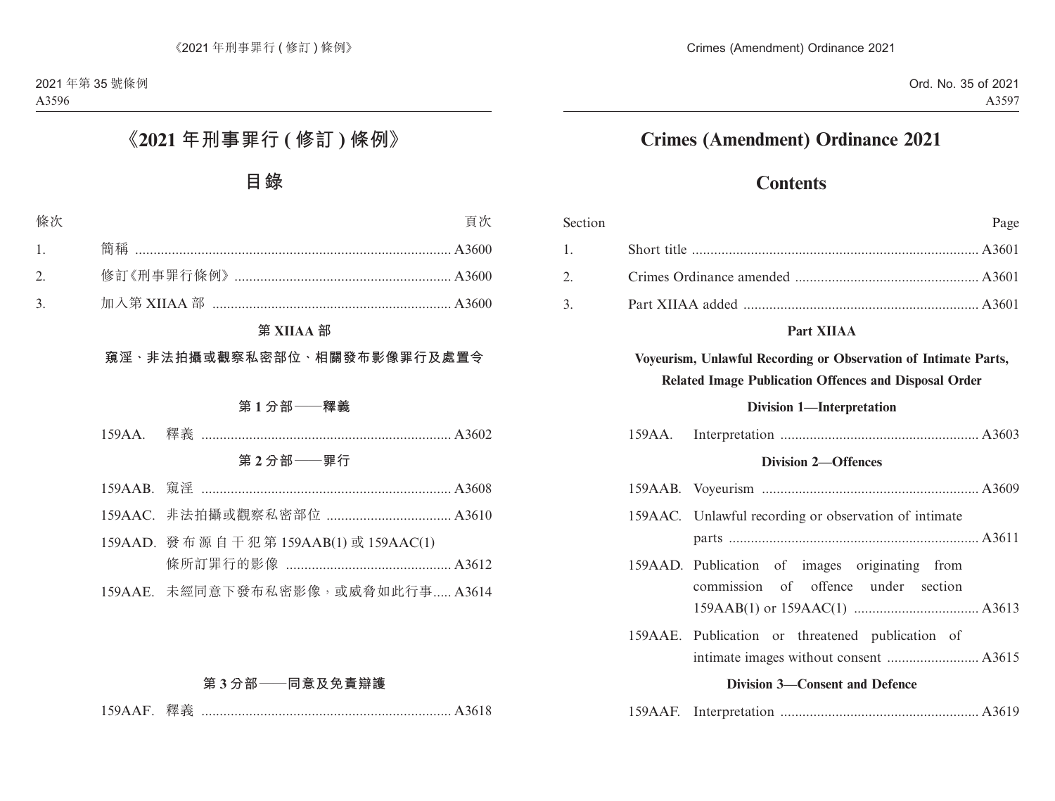《2021 年刑事罪行 ( 修訂 ) 條例》

2021 年第 35 號條例

# 《2021 年刑事罪行 ( 修訂 ) 條例》

## 目錄

| 條次 | | 頁次 |
|---|---|---|
| 1. | 簡稱 | A3600 |
| 2. | 修訂《刑事罪行條例》 | A3600 |
| 3. | 加入第 XIIA A 部 | A3600 |

### 第 XIIAA 部

### 窺淫、非法拍攝或觀察私密部位、相關發布影像罪行及處置令

#### 第 1 分部——釋義

| | | |
|---|---|---|
| 159AA. | 釋義 | A3602 |

#### 第 2 分部——罪行

| | | |
|---|---|---|
| 159AAB. | 窺淫 | A3608 |
| 159AAC. | 非法拍攝或觀察私密部位 | A3610 |
| 159AAD. | 發布源自干犯第 159AAB(1) 或 159AAC(1) 條所訂罪行的影像 | A3612 |
| 159AAE. | 未經同意下發布私密影像，或威脅如此行事 | A3614 |

#### 第 3 分部——同意及免責辯護

| | | |
|---|---|---|
| 159AAF. | 釋義 | A3618 |

Crimes (Amendment) Ordinance 2021

Ord. No. 35 of 2021

# Crimes (Amendment) Ordinance 2021

## Contents

| Section | | Page |
|---|---|---|
| 1. | Short title | A3601 |
| 2. | Crimes Ordinance amended | A3601 |
| 3. | Part XIIAA added | A3601 |

### Part XIIAA

### Voyeurism, Unlawful Recording or Observation of Intimate Parts, Related Image Publication Offences and Disposal Order

#### Division 1—Interpretation

| | | |
|---|---|---|
| 159AA. | Interpretation | A3603 |

#### Division 2—Offences

| | | |
|---|---|---|
| 159AAB. | Voyeurism | A3609 |
| 159AAC. | Unlawful recording or observation of intimate parts | A3611 |
| 159AAD. | Publication of images originating from commission of offence under section 159AAB(1) or 159AAC(1) | A3613 |
| 159AAE. | Publication or threatened publication of intimate images without consent | A3615 |

#### Division 3—Consent and Defence

| | | |
|---|---|---|
| 159AAF. | Interpretation | A3619 |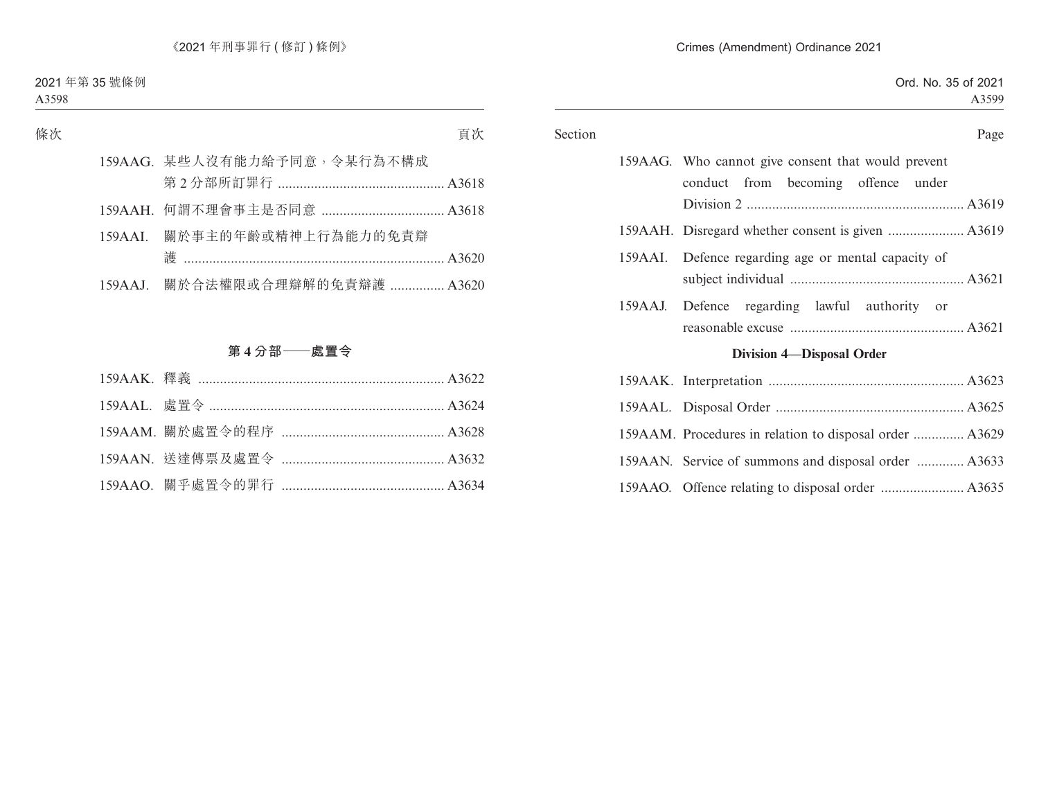條次 頁次

159AAG. 某些人沒有能力給予同意，令某行為不構成第 2 分部所訂罪行 .............................................. A3618

159AAH. 何謂不理會事主是否同意 .................................. A3618

159AAI. 關於事主的年齡或精神上行為能力的免責辯護 ........................................................................ A3620

159AAJ. 關於合法權限或合理辯解的免責辯護 ............... A3620

**第 4 分部——處置令**

159AAK. 釋義 .................................................................... A3622

159AAL. 處置令 ................................................................ A3624

159AAM. 關於處置令的程序 ............................................ A3628

159AAN. 送達傳票及處置令 ............................................ A3632

159AAO. 關乎處置令的罪行 ............................................ A3634

Section Page

159AAG. Who cannot give consent that would prevent conduct from becoming offence under Division 2 ............................................................ A3619

159AAH. Disregard whether consent is given ..................... A3619

159AAI. Defence regarding age or mental capacity of subject individual ................................................ A3621

159AAJ. Defence regarding lawful authority or reasonable excuse ................................................ A3621

**Division 4—Disposal Order**

159AAK. Interpretation ...................................................... A3623

159AAL. Disposal Order .................................................... A3625

159AAM. Procedures in relation to disposal order .............. A3629

159AAN. Service of summons and disposal order ............. A3633

159AAO. Offence relating to disposal order ....................... A3635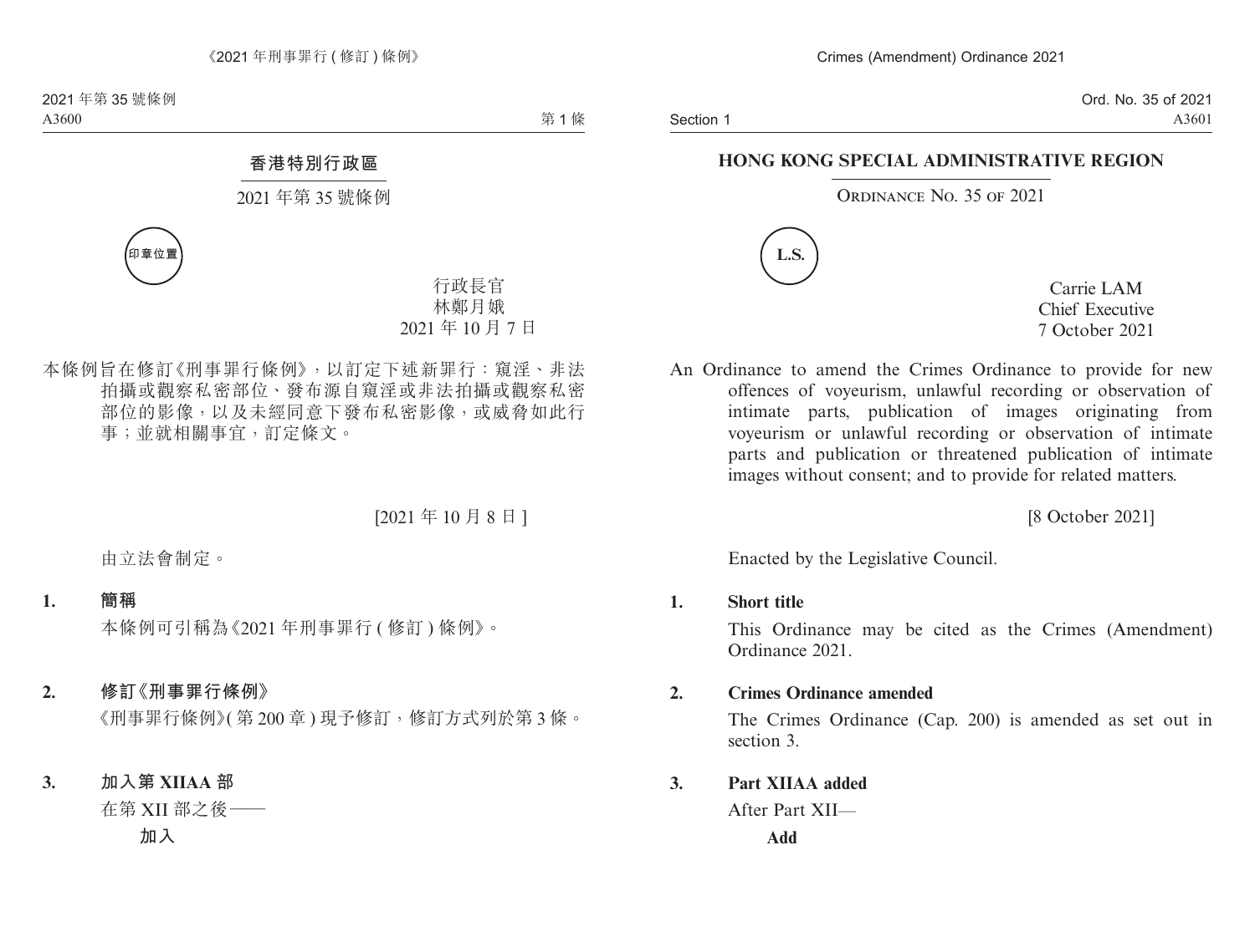## 香港特別行政區

2021 年第 35 號條例

印章位置

行政長官
林鄭月娥
2021 年 10 月 7 日

本條例旨在修訂《刑事罪行條例》，以訂定下述新罪行：窺淫、非法拍攝或觀察私密部位、發布源自窺淫或非法拍攝或觀察私密部位的影像，以及未經同意下發布私密影像，或威脅如此行事；並就相關事宜，訂定條文。

[2021 年 10 月 8 日]

由立法會制定。

**1. 簡稱**

本條例可引稱為《2021 年刑事罪行 (修訂) 條例》。

**2. 修訂《刑事罪行條例》**

《刑事罪行條例》(第 200 章) 現予修訂，修訂方式列於第 3 條。

**3. 加入第 XIIAA 部**

在第 XII 部之後——

**加入**

## HONG KONG SPECIAL ADMINISTRATIVE REGION

ORDINANCE NO. 35 OF 2021

L.S.

Carrie LAM
Chief Executive
7 October 2021

An Ordinance to amend the Crimes Ordinance to provide for new offences of voyeurism, unlawful recording or observation of intimate parts, publication of images originating from voyeurism or unlawful recording or observation of intimate parts and publication or threatened publication of intimate images without consent; and to provide for related matters.

[8 October 2021]

Enacted by the Legislative Council.

**1. Short title**

This Ordinance may be cited as the Crimes (Amendment) Ordinance 2021.

**2. Crimes Ordinance amended**

The Crimes Ordinance (Cap. 200) is amended as set out in section 3.

**3. Part XIIAA added**

After Part XII—

**Add**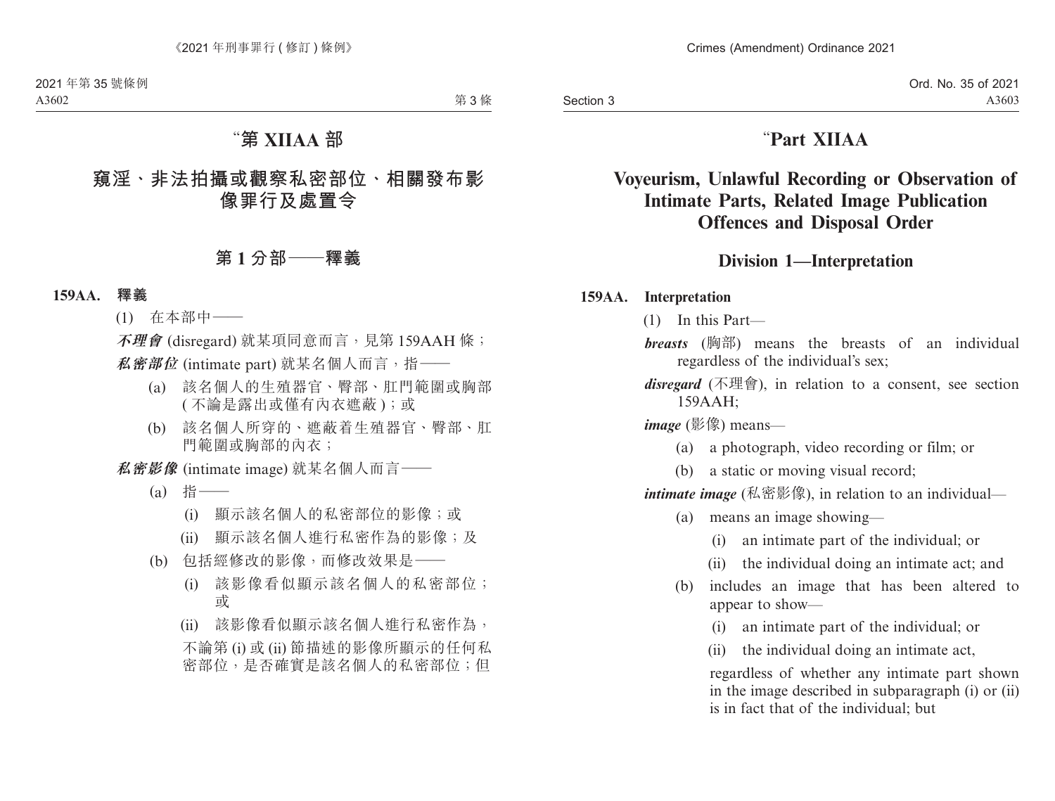# “第 XIIAA 部

# 窺淫、非法拍攝或觀察私密部位、相關發布影像罪行及處置令

## 第 1 分部——釋義

### 159AA. 釋義

(1) 在本部中——

***不理會*** (disregard) 就某項同意而言，見第 159AAH 條；

***私密部位*** (intimate part) 就某名個人而言，指——

(a) 該名個人的生殖器官、臀部、肛門範圍或胸部 ( 不論是露出或僅有內衣遮蔽 )；或

(b) 該名個人所穿的、遮蔽着生殖器官、臀部、肛門範圍或胸部的內衣；

***私密影像*** (intimate image) 就某名個人而言——

(a) 指——

(i) 顯示該名個人的私密部位的影像；或

(ii) 顯示該名個人進行私密作為的影像；及

(b) 包括經修改的影像，而修改效果是——

(i) 該影像看似顯示該名個人的私密部位；或

(ii) 該影像看似顯示該名個人進行私密作為，

不論第 (i) 或 (ii) 節描述的影像所顯示的任何私密部位，是否確實是該名個人的私密部位；但

# “Part XIIAA

# Voyeurism, Unlawful Recording or Observation of Intimate Parts, Related Image Publication Offences and Disposal Order

## Division 1—Interpretation

### 159AA. Interpretation

(1) In this Part—

***breasts*** (胸部) means the breasts of an individual regardless of the individual’s sex;

***disregard*** (不理會), in relation to a consent, see section 159AAH;

***image*** (影像) means—

(a) a photograph, video recording or film; or

(b) a static or moving visual record;

***intimate image*** (私密影像), in relation to an individual—

(a) means an image showing—

(i) an intimate part of the individual; or

(ii) the individual doing an intimate act; and

(b) includes an image that has been altered to appear to show—

(i) an intimate part of the individual; or

(ii) the individual doing an intimate act,

regardless of whether any intimate part shown in the image described in subparagraph (i) or (ii) is in fact that of the individual; but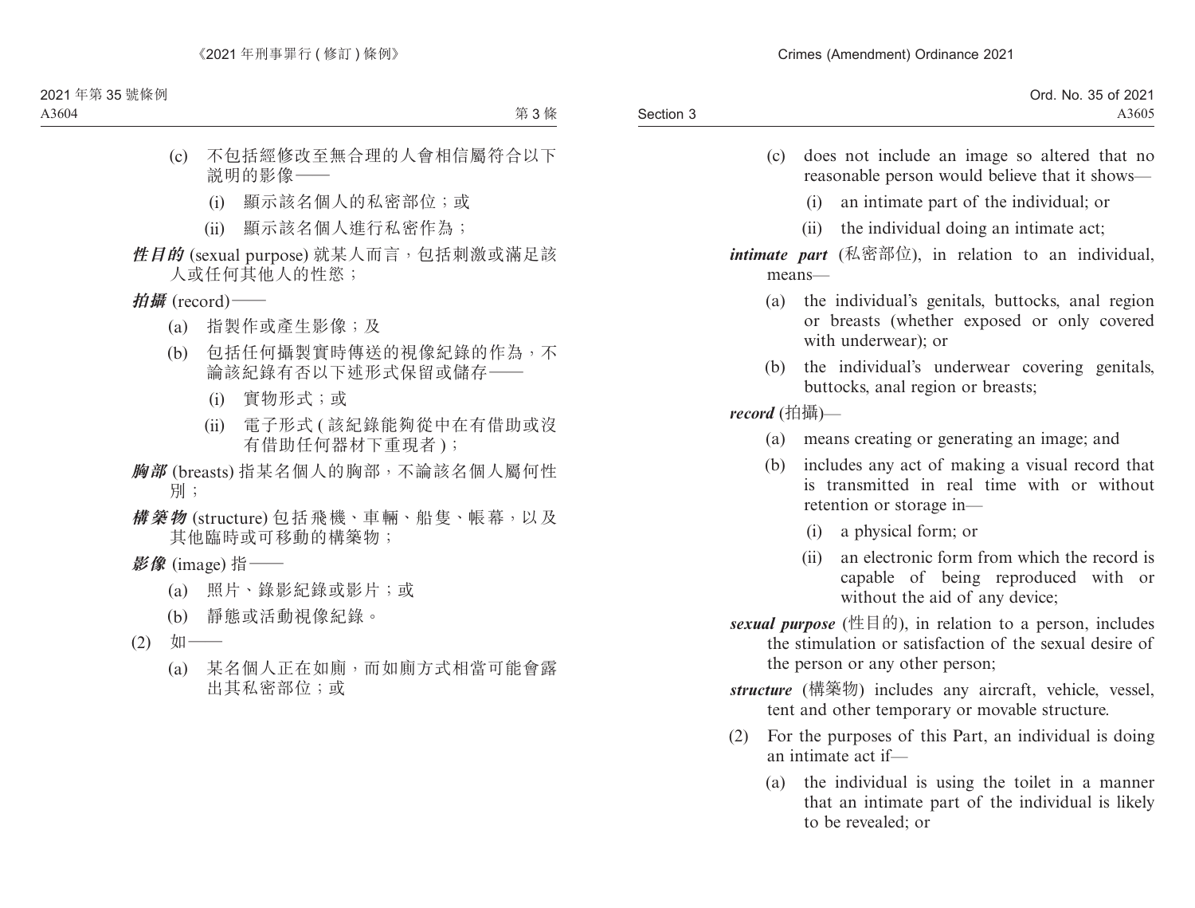(c) 不包括經修改至無合理的人會相信屬符合以下說明的影像——

(i) 顯示該名個人的私密部位；或

(ii) 顯示該名個人進行私密作為；

***性目的*** (sexual purpose) 就某人而言，包括刺激或滿足該人或任何其他人的性慾；

***拍攝*** (record)——

(a) 指製作或產生影像；及

(b) 包括任何攝製實時傳送的視像紀錄的作為，不論該紀錄有否以下述形式保留或儲存——

(i) 實物形式；或

(ii) 電子形式 (該紀錄能夠從中在有借助或沒有借助任何器材下重現者)；

***胸部*** (breasts) 指某名個人的胸部，不論該名個人屬何性別；

***構築物*** (structure) 包括飛機、車輛、船隻、帳幕，以及其他臨時或可移動的構築物；

***影像*** (image) 指——

(a) 照片、錄影紀錄或影片；或

(b) 靜態或活動視像紀錄。

(2) 如——

(a) 某名個人正在如廁，而如廁方式相當可能會露出其私密部位；或

(c) does not include an image so altered that no reasonable person would believe that it shows—

(i) an intimate part of the individual; or

(ii) the individual doing an intimate act;

***intimate part*** (私密部位), in relation to an individual, means—

(a) the individual's genitals, buttocks, anal region or breasts (whether exposed or only covered with underwear); or

(b) the individual's underwear covering genitals, buttocks, anal region or breasts;

***record*** (拍攝)—

(a) means creating or generating an image; and

(b) includes any act of making a visual record that is transmitted in real time with or without retention or storage in—

(i) a physical form; or

(ii) an electronic form from which the record is capable of being reproduced with or without the aid of any device;

***sexual purpose*** (性目的), in relation to a person, includes the stimulation or satisfaction of the sexual desire of the person or any other person;

***structure*** (構築物) includes any aircraft, vehicle, vessel, tent and other temporary or movable structure.

(2) For the purposes of this Part, an individual is doing an intimate act if—

(a) the individual is using the toilet in a manner that an intimate part of the individual is likely to be revealed; or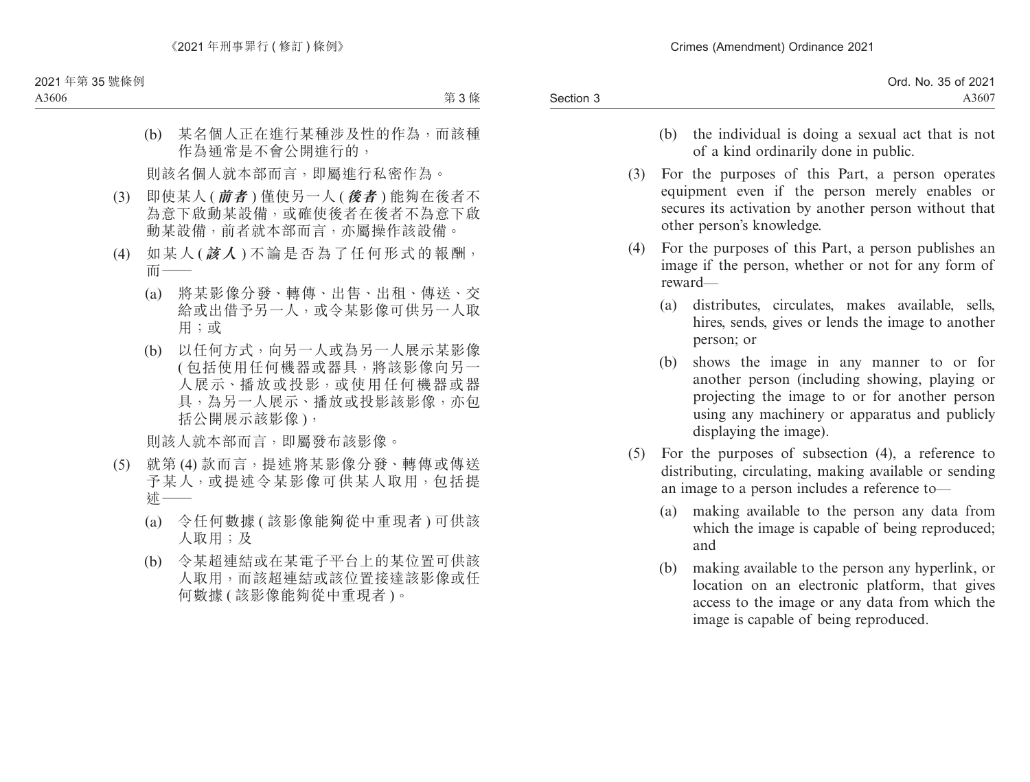(b) 某名個人正在進行某種涉及性的作為，而該種作為通常是不會公開進行的，

則該名個人就本部而言，即屬進行私密作為。

(3) 即使某人 (***前者***) 僅使另一人 (***後者***) 能夠在後者不為意下啟動某設備，或確使後者在後者不為意下啟動某設備，前者就本部而言，亦屬操作該設備。

(4) 如某人 (***該人***) 不論是否為了任何形式的報酬，而——

(a) 將某影像分發、轉傳、出售、出租、傳送、交給或出借予另一人，或令某影像可供另一人取用；或

(b) 以任何方式，向另一人或為另一人展示某影像 (包括使用任何機器或器具，將該影像向另一人展示、播放或投影，或使用任何機器或器具，為另一人展示、播放或投影該影像，亦包括公開展示該影像)，

則該人就本部而言，即屬發布該影像。

(5) 就第 (4) 款而言，提述將某影像分發、轉傳或傳送予某人，或提述令某影像可供某人取用，包括提述——

(a) 令任何數據 (該影像能夠從中重現者) 可供該人取用；及

(b) 令某超連結或在某電子平台上的某位置可供該人取用，而該超連結或該位置接達該影像或任何數據 (該影像能夠從中重現者)。

(b) the individual is doing a sexual act that is not of a kind ordinarily done in public.

(3) For the purposes of this Part, a person operates equipment even if the person merely enables or secures its activation by another person without that other person's knowledge.

(4) For the purposes of this Part, a person publishes an image if the person, whether or not for any form of reward—

(a) distributes, circulates, makes available, sells, hires, sends, gives or lends the image to another person; or

(b) shows the image in any manner to or for another person (including showing, playing or projecting the image to or for another person using any machinery or apparatus and publicly displaying the image).

(5) For the purposes of subsection (4), a reference to distributing, circulating, making available or sending an image to a person includes a reference to—

(a) making available to the person any data from which the image is capable of being reproduced; and

(b) making available to the person any hyperlink, or location on an electronic platform, that gives access to the image or any data from which the image is capable of being reproduced.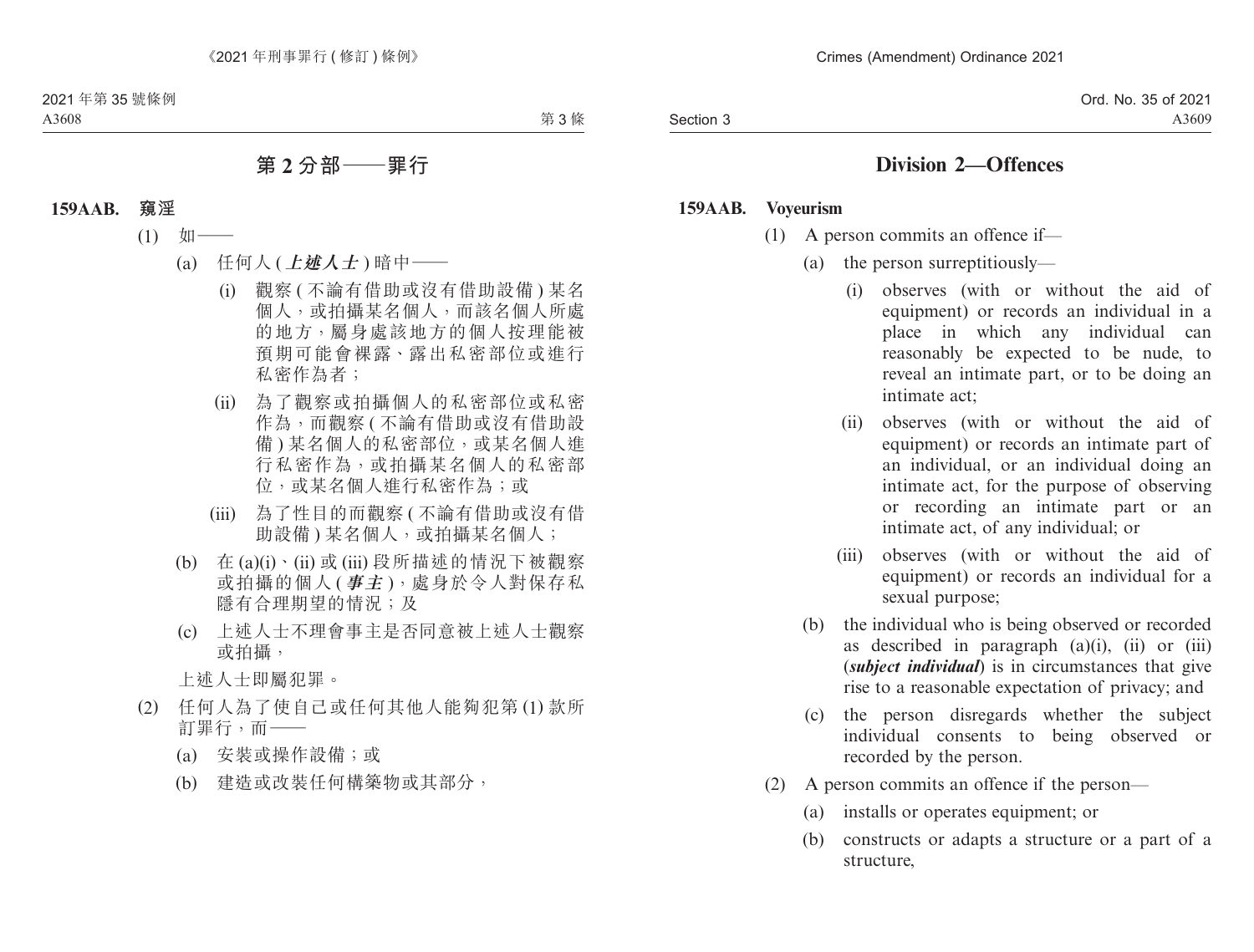## 第 2 分部——罪行

**159AAB.　窺淫**

(1)　如——

(a)　任何人 (***上述人士***) 暗中——

(i)　觀察 (不論有借助或沒有借助設備) 某名個人，或拍攝某名個人，而該名個人所處的地方，屬身處該地方的個人按理能被預期可能會裸露、露出私密部位或進行私密作為者；

(ii)　為了觀察或拍攝個人的私密部位或私密作為，而觀察 (不論有借助或沒有借助設備) 某名個人的私密部位，或某名個人進行私密作為，或拍攝某名個人的私密部位，或某名個人進行私密作為；或

(iii)　為了性目的而觀察 (不論有借助或沒有借助設備) 某名個人，或拍攝某名個人；

(b)　在 (a)(i)、(ii) 或 (iii) 段所描述的情況下被觀察或拍攝的個人 (***事主***)，處身於令人對保存私隱有合理期望的情況；及

(c)　上述人士不理會事主是否同意被上述人士觀察或拍攝，

上述人士即屬犯罪。

(2)　任何人為了使自己或任何其他人能夠犯第 (1) 款所訂罪行，而——

(a)　安裝或操作設備；或

(b)　建造或改裝任何構築物或其部分，

## Division 2—Offences

**159AAB.　Voyeurism**

(1)　A person commits an offence if—

(a)　the person surreptitiously—

(i)　observes (with or without the aid of equipment) or records an individual in a place in which any individual can reasonably be expected to be nude, to reveal an intimate part, or to be doing an intimate act;

(ii)　observes (with or without the aid of equipment) or records an intimate part of an individual, or an individual doing an intimate act, for the purpose of observing or recording an intimate part or an intimate act, of any individual; or

(iii)　observes (with or without the aid of equipment) or records an individual for a sexual purpose;

(b)　the individual who is being observed or recorded as described in paragraph (a)(i), (ii) or (iii) (***subject individual***) is in circumstances that give rise to a reasonable expectation of privacy; and

(c)　the person disregards whether the subject individual consents to being observed or recorded by the person.

(2)　A person commits an offence if the person—

(a)　installs or operates equipment; or

(b)　constructs or adapts a structure or a part of a structure,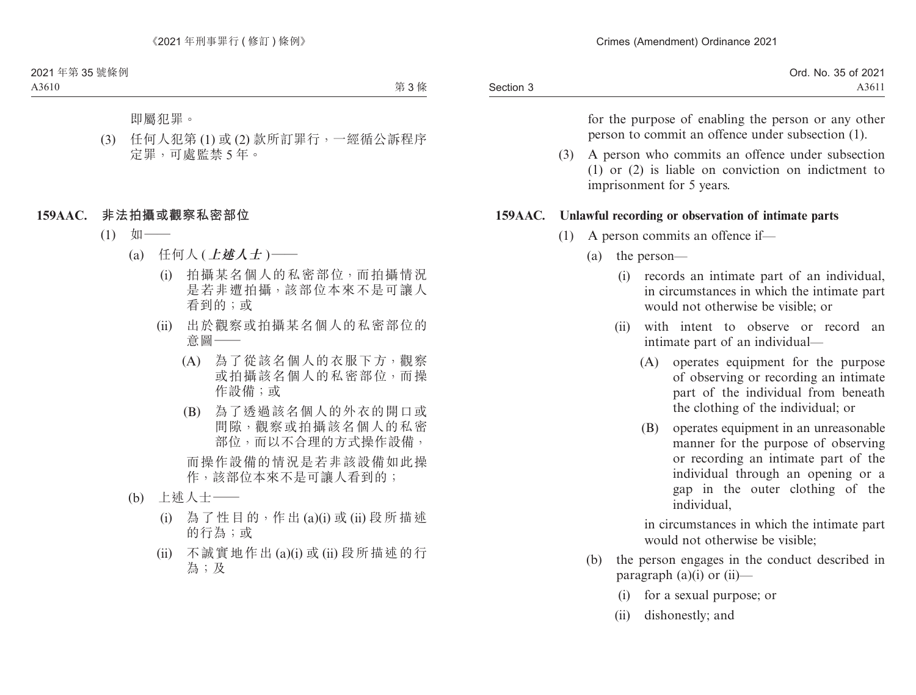即屬犯罪。

(3) 任何人犯第 (1) 或 (2) 款所訂罪行，一經循公訴程序定罪，可處監禁 5 年。

### 159AAC. 非法拍攝或觀察私密部位

(1) 如——

(a) 任何人 (***上述人士***)——

(i) 拍攝某名個人的私密部位，而拍攝情況是若非遭拍攝，該部位本來不是可讓人看到的；或

(ii) 出於觀察或拍攝某名個人的私密部位的意圖——

(A) 為了從該名個人的衣服下方，觀察或拍攝該名個人的私密部位，而操作設備；或

(B) 為了透過該名個人的外衣的開口或間隙，觀察或拍攝該名個人的私密部位，而以不合理的方式操作設備，

而操作設備的情況是若非該設備如此操作，該部位本來不是可讓人看到的；

(b) 上述人士——

(i) 為了性目的，作出 (a)(i) 或 (ii) 段所描述的行為；或

(ii) 不誠實地作出 (a)(i) 或 (ii) 段所描述的行為；及

---

for the purpose of enabling the person or any other person to commit an offence under subsection (1).

(3) A person who commits an offence under subsection (1) or (2) is liable on conviction on indictment to imprisonment for 5 years.

### 159AAC. Unlawful recording or observation of intimate parts

(1) A person commits an offence if—

(a) the person—

(i) records an intimate part of an individual, in circumstances in which the intimate part would not otherwise be visible; or

(ii) with intent to observe or record an intimate part of an individual—

(A) operates equipment for the purpose of observing or recording an intimate part of the individual from beneath the clothing of the individual; or

(B) operates equipment in an unreasonable manner for the purpose of observing or recording an intimate part of the individual through an opening or a gap in the outer clothing of the individual,

in circumstances in which the intimate part would not otherwise be visible;

(b) the person engages in the conduct described in paragraph (a)(i) or (ii)—

(i) for a sexual purpose; or

(ii) dishonestly; and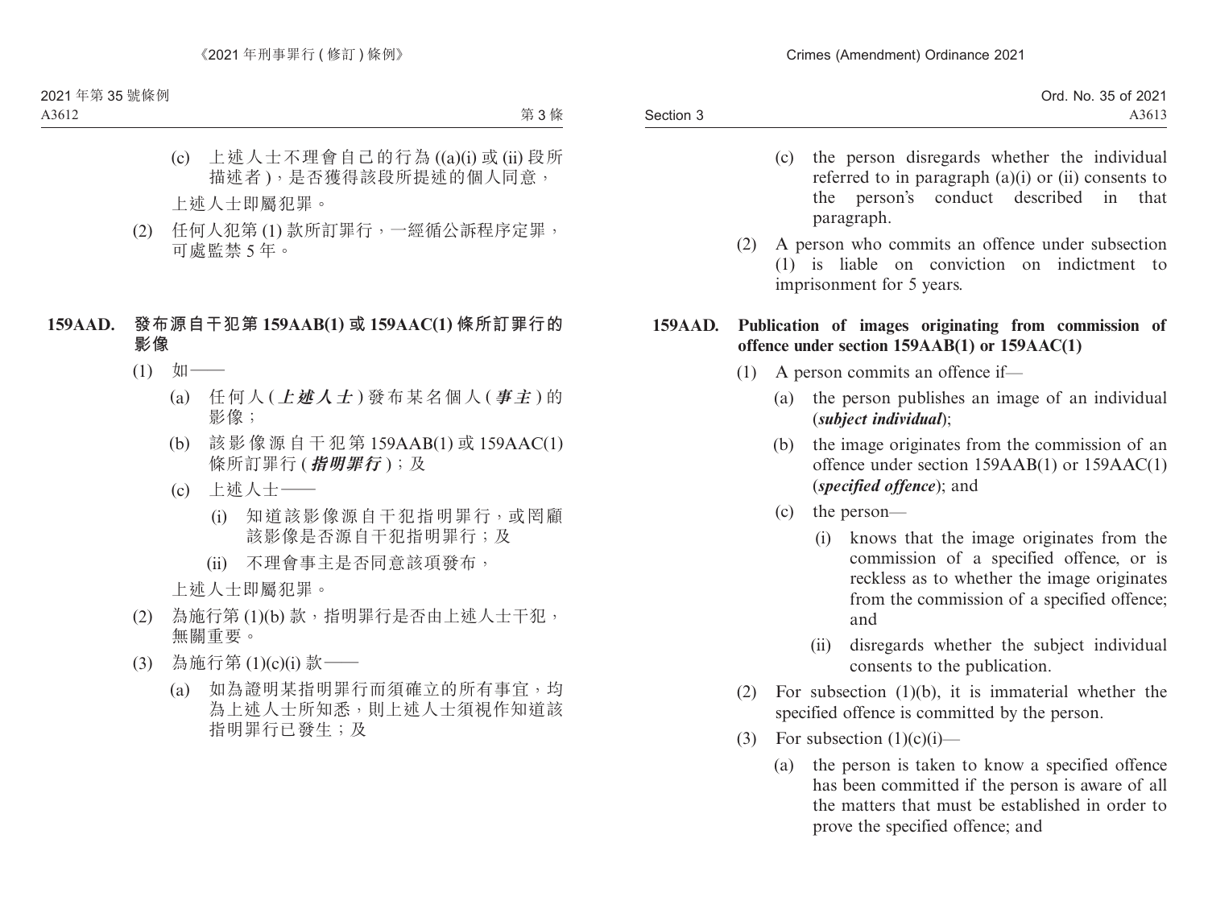(c) 上述人士不理會自己的行為 ((a)(i) 或 (ii) 段所描述者 )，是否獲得該段所提述的個人同意，

上述人士即屬犯罪。

(2) 任何人犯第 (1) 款所訂罪行，一經循公訴程序定罪，可處監禁 5 年。

### 159AAD. 發布源自干犯第 159AAB(1) 或 159AAC(1) 條所訂罪行的影像

(1) 如——

(a) 任何人 ( ***上述人士*** ) 發布某名個人 ( ***事主*** ) 的影像；

(b) 該影像源自干犯第 159AAB(1) 或 159AAC(1) 條所訂罪行 ( ***指明罪行*** )；及

(c) 上述人士——

(i) 知道該影像源自干犯指明罪行，或罔顧該影像是否源自干犯指明罪行；及

(ii) 不理會事主是否同意該項發布，

上述人士即屬犯罪。

(2) 為施行第 (1)(b) 款，指明罪行是否由上述人士干犯，無關重要。

(3) 為施行第 (1)(c)(i) 款——

(a) 如為證明某指明罪行而須確立的所有事宜，均為上述人士所知悉，則上述人士須視作知道該指明罪行已發生；及

---

(c) the person disregards whether the individual referred to in paragraph (a)(i) or (ii) consents to the person's conduct described in that paragraph.

(2) A person who commits an offence under subsection (1) is liable on conviction on indictment to imprisonment for 5 years.

### 159AAD. Publication of images originating from commission of offence under section 159AAB(1) or 159AAC(1)

(1) A person commits an offence if—

(a) the person publishes an image of an individual (***subject individual***);

(b) the image originates from the commission of an offence under section 159AAB(1) or 159AAC(1) (***specified offence***); and

(c) the person—

(i) knows that the image originates from the commission of a specified offence, or is reckless as to whether the image originates from the commission of a specified offence; and

(ii) disregards whether the subject individual consents to the publication.

(2) For subsection (1)(b), it is immaterial whether the specified offence is committed by the person.

(3) For subsection (1)(c)(i)—

(a) the person is taken to know a specified offence has been committed if the person is aware of all the matters that must be established in order to prove the specified offence; and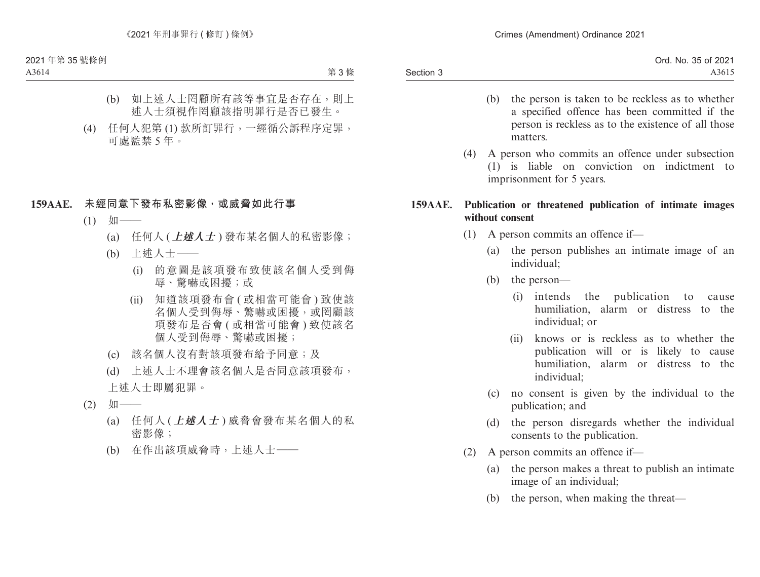(b) 如上述人士罔顧所有該等事宜是否存在，則上述人士須視作罔顧該指明罪行是否已發生。

(4) 任何人犯第 (1) 款所訂罪行，一經循公訴程序定罪，可處監禁 5 年。

**159AAE. 未經同意下發布私密影像，或威脅如此行事**

(1) 如——

(a) 任何人 (***上述人士***) 發布某名個人的私密影像；

(b) 上述人士——

(i) 的意圖是該項發布致使該名個人受到侮辱、驚嚇或困擾；或

(ii) 知道該項發布會 (或相當可能會) 致使該名個人受到侮辱、驚嚇或困擾，或罔顧該項發布是否會 (或相當可能會) 致使該名個人受到侮辱、驚嚇或困擾；

(c) 該名個人沒有對該項發布給予同意；及

(d) 上述人士不理會該名個人是否同意該項發布，

上述人士即屬犯罪。

(2) 如——

(a) 任何人 (***上述人士***) 威脅會發布某名個人的私密影像；

(b) 在作出該項威脅時，上述人士——

(b) the person is taken to be reckless as to whether a specified offence has been committed if the person is reckless as to the existence of all those matters.

(4) A person who commits an offence under subsection (1) is liable on conviction on indictment to imprisonment for 5 years.

**159AAE. Publication or threatened publication of intimate images without consent**

(1) A person commits an offence if—

(a) the person publishes an intimate image of an individual;

(b) the person—

(i) intends the publication to cause humiliation, alarm or distress to the individual; or

(ii) knows or is reckless as to whether the publication will or is likely to cause humiliation, alarm or distress to the individual;

(c) no consent is given by the individual to the publication; and

(d) the person disregards whether the individual consents to the publication.

(2) A person commits an offence if—

(a) the person makes a threat to publish an intimate image of an individual;

(b) the person, when making the threat—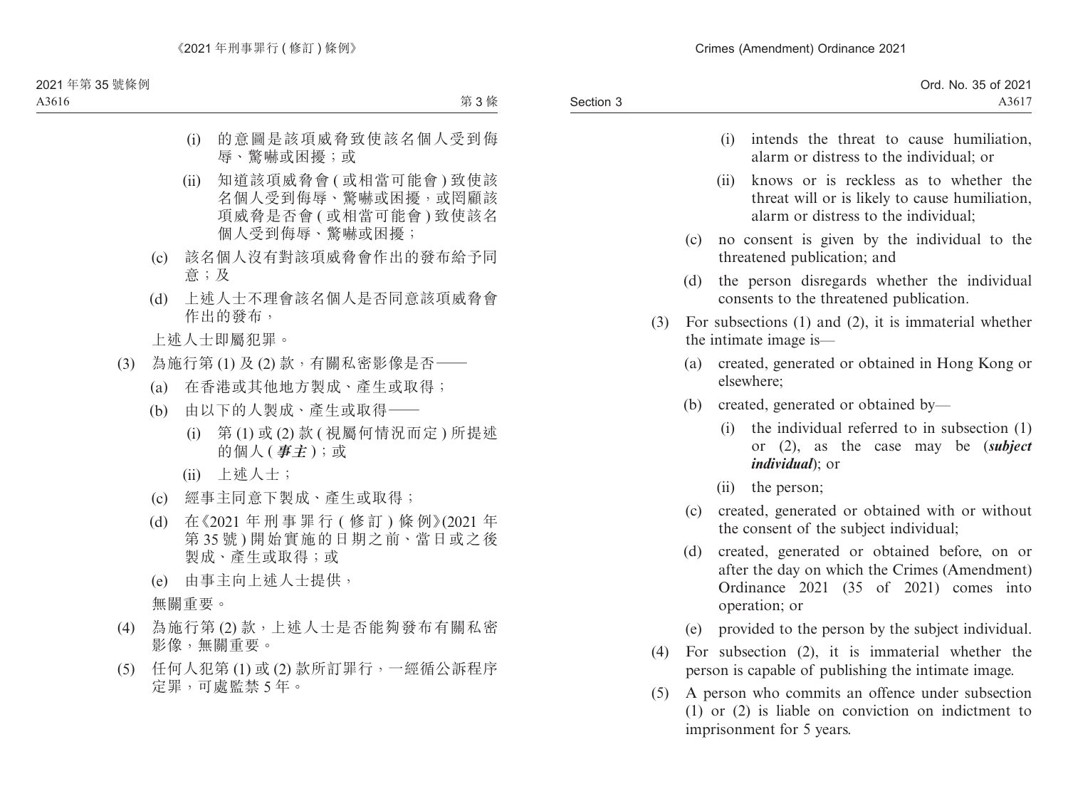(i) 的意圖是該項威脅致使該名個人受到侮辱、驚嚇或困擾；或

(ii) 知道該項威脅會(或相當可能會)致使該名個人受到侮辱、驚嚇或困擾，或罔顧該項威脅是否會(或相當可能會)致使該名個人受到侮辱、驚嚇或困擾；

(c) 該名個人沒有對該項威脅會作出的發布給予同意；及

(d) 上述人士不理會該名個人是否同意該項威脅會作出的發布，

上述人士即屬犯罪。

(3) 為施行第(1)及(2)款，有關私密影像是否——

(a) 在香港或其他地方製成、產生或取得；

(b) 由以下的人製成、產生或取得——

(i) 第(1)或(2)款(視屬何情況而定)所提述的個人(***事主***)；或

(ii) 上述人士；

(c) 經事主同意下製成、產生或取得；

(d) 在《2021年刑事罪行(修訂)條例》(2021年第35號)開始實施的日期之前、當日或之後製成、產生或取得；或

(e) 由事主向上述人士提供，

無關重要。

(4) 為施行第(2)款，上述人士是否能夠發布有關私密影像，無關重要。

(5) 任何人犯第(1)或(2)款所訂罪行，一經循公訴程序定罪，可處監禁5年。

(i) intends the threat to cause humiliation, alarm or distress to the individual; or

(ii) knows or is reckless as to whether the threat will or is likely to cause humiliation, alarm or distress to the individual;

(c) no consent is given by the individual to the threatened publication; and

(d) the person disregards whether the individual consents to the threatened publication.

(3) For subsections (1) and (2), it is immaterial whether the intimate image is—

(a) created, generated or obtained in Hong Kong or elsewhere;

(b) created, generated or obtained by—

(i) the individual referred to in subsection (1) or (2), as the case may be (***subject individual***); or

(ii) the person;

(c) created, generated or obtained with or without the consent of the subject individual;

(d) created, generated or obtained before, on or after the day on which the Crimes (Amendment) Ordinance 2021 (35 of 2021) comes into operation; or

(e) provided to the person by the subject individual.

(4) For subsection (2), it is immaterial whether the person is capable of publishing the intimate image.

(5) A person who commits an offence under subsection (1) or (2) is liable on conviction on indictment to imprisonment for 5 years.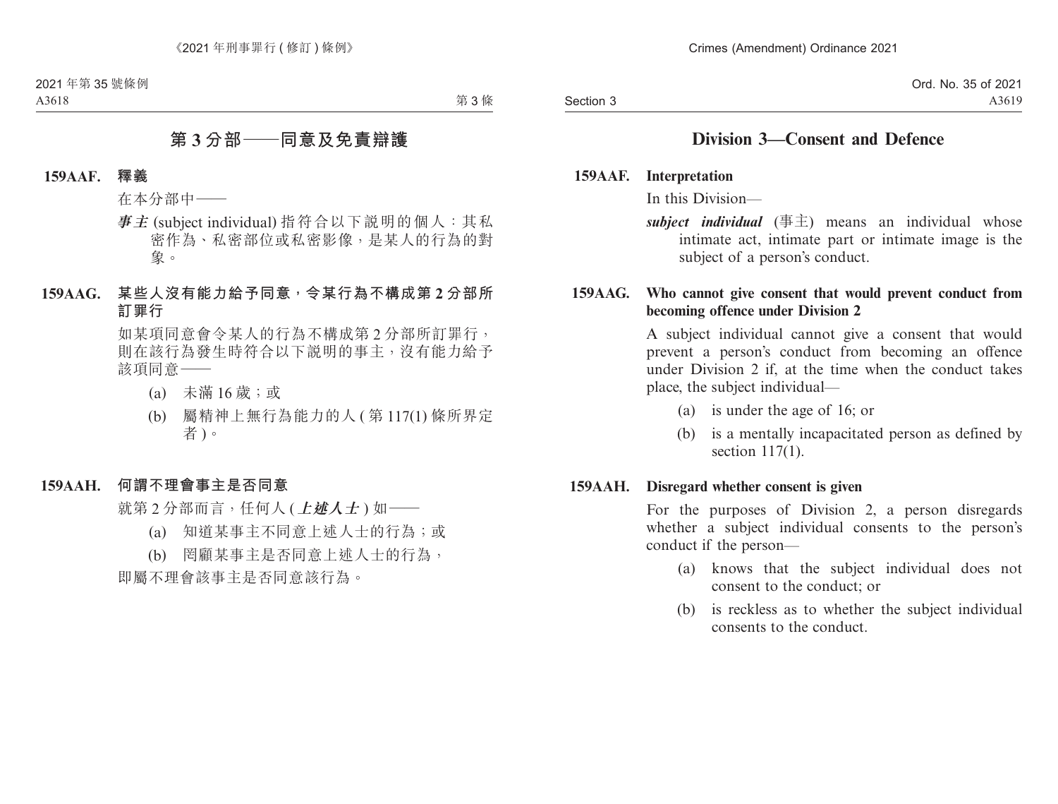## 第 3 分部——同意及免責辯護

**159AAF. 釋義**

在本分部中——

***事主*** (subject individual) 指符合以下説明的個人：其私密作為、私密部位或私密影像，是某人的行為的對象。

**159AAG. 某些人沒有能力給予同意，令某行為不構成第 2 分部所訂罪行**

如某項同意會令某人的行為不構成第 2 分部所訂罪行，則在該行為發生時符合以下説明的事主，沒有能力給予該項同意——

(a) 未滿 16 歲；或

(b) 屬精神上無行為能力的人 (第 117(1) 條所界定者)。

**159AAH. 何謂不理會事主是否同意**

就第 2 分部而言，任何人 (***上述人士***) 如——

(a) 知道某事主不同意上述人士的行為；或

(b) 罔顧某事主是否同意上述人士的行為，

即屬不理會該事主是否同意該行為。

## Division 3—Consent and Defence

**159AAF. Interpretation**

In this Division—

***subject individual*** (事主) means an individual whose intimate act, intimate part or intimate image is the subject of a person's conduct.

**159AAG. Who cannot give consent that would prevent conduct from becoming offence under Division 2**

A subject individual cannot give a consent that would prevent a person's conduct from becoming an offence under Division 2 if, at the time when the conduct takes place, the subject individual—

(a) is under the age of 16; or

(b) is a mentally incapacitated person as defined by section 117(1).

**159AAH. Disregard whether consent is given**

For the purposes of Division 2, a person disregards whether a subject individual consents to the person's conduct if the person—

(a) knows that the subject individual does not consent to the conduct; or

(b) is reckless as to whether the subject individual consents to the conduct.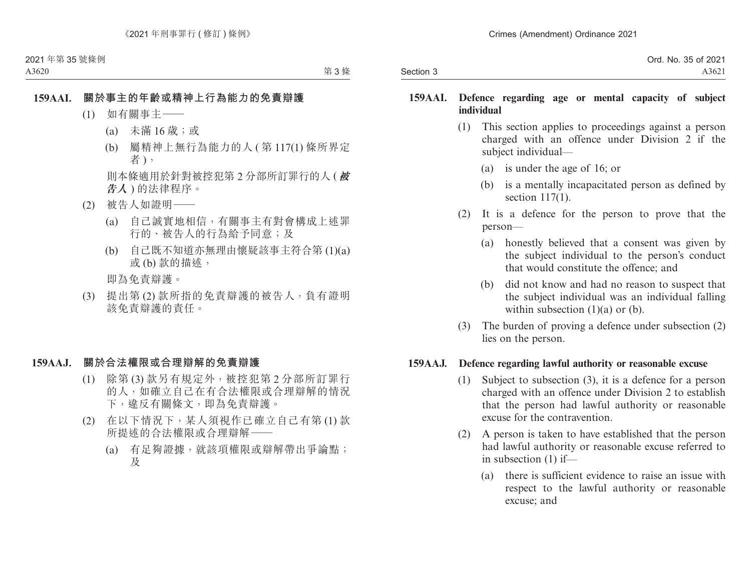### 159AAI. 關於事主的年齡或精神上行為能力的免責辯護

(1) 如有關事主——

(a) 未滿 16 歲；或

(b) 屬精神上無行為能力的人 (第 117(1) 條所界定者)，

則本條適用於針對被控犯第 2 分部所訂罪行的人 (***被告人***) 的法律程序。

(2) 被告人如證明——

(a) 自己誠實地相信，有關事主有對會構成上述罪行的、被告人的行為給予同意；及

(b) 自己既不知道亦無理由懷疑該事主符合第 (1)(a) 或 (b) 款的描述，

即為免責辯護。

(3) 提出第 (2) 款所指的免責辯護的被告人，負有證明該免責辯護的責任。

### 159AAJ. 關於合法權限或合理辯解的免責辯護

(1) 除第 (3) 款另有規定外，被控犯第 2 分部所訂罪行的人，如確立自己在有合法權限或合理辯解的情況下，違反有關條文，即為免責辯護。

(2) 在以下情況下，某人須視作已確立自己有第 (1) 款所提述的合法權限或合理辯解——

(a) 有足夠證據，就該項權限或辯解帶出爭論點；及

### 159AAI. Defence regarding age or mental capacity of subject individual

(1) This section applies to proceedings against a person charged with an offence under Division 2 if the subject individual—

(a) is under the age of 16; or

(b) is a mentally incapacitated person as defined by section 117(1).

(2) It is a defence for the person to prove that the person—

(a) honestly believed that a consent was given by the subject individual to the person's conduct that would constitute the offence; and

(b) did not know and had no reason to suspect that the subject individual was an individual falling within subsection (1)(a) or (b).

(3) The burden of proving a defence under subsection (2) lies on the person.

### 159AAJ. Defence regarding lawful authority or reasonable excuse

(1) Subject to subsection (3), it is a defence for a person charged with an offence under Division 2 to establish that the person had lawful authority or reasonable excuse for the contravention.

(2) A person is taken to have established that the person had lawful authority or reasonable excuse referred to in subsection (1) if—

(a) there is sufficient evidence to raise an issue with respect to the lawful authority or reasonable excuse; and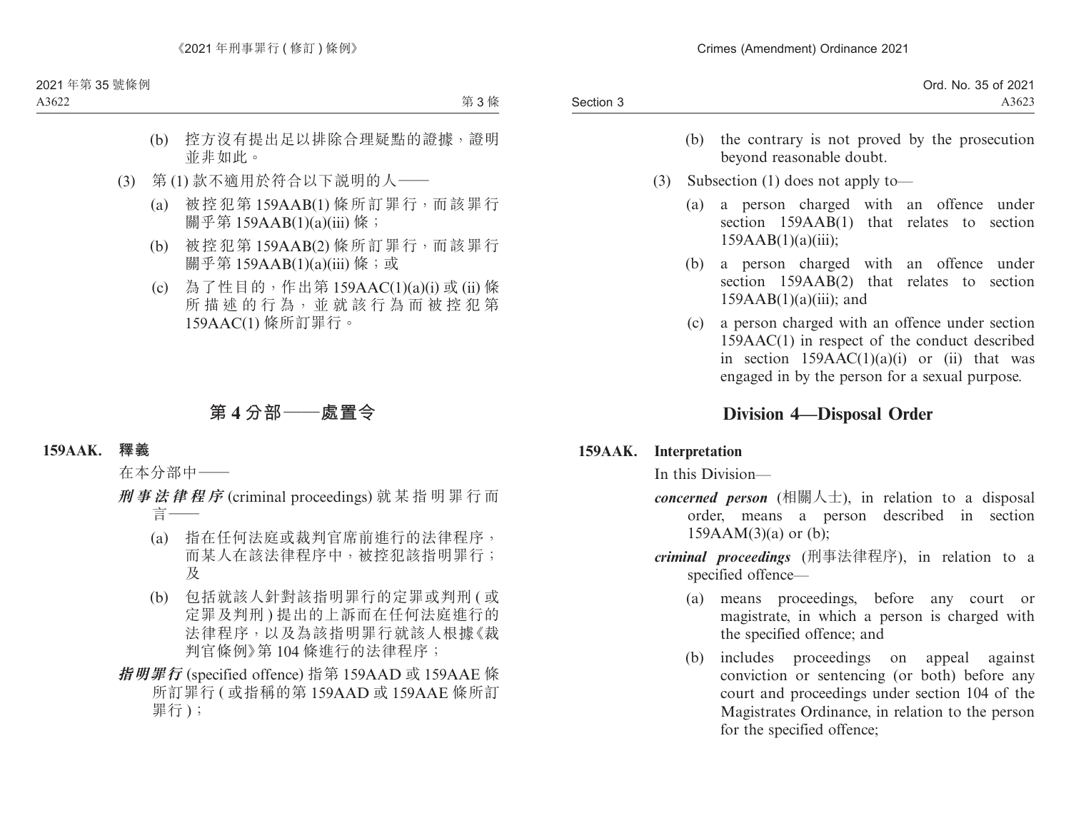(b) 控方沒有提出足以排除合理疑點的證據，證明並非如此。

(3) 第 (1) 款不適用於符合以下說明的人——

(a) 被控犯第 159AAB(1) 條所訂罪行，而該罪行關乎第 159AAB(1)(a)(iii) 條；

(b) 被控犯第 159AAB(2) 條所訂罪行，而該罪行關乎第 159AAB(1)(a)(iii) 條；或

(c) 為了性目的，作出第 159AAC(1)(a)(i) 或 (ii) 條所描述的行為，並就該行為而被控犯第 159AAC(1) 條所訂罪行。

## 第 4 分部——處置令

**159AAK. 釋義**

在本分部中——

***刑事法律程序*** (criminal proceedings) 就某指明罪行而言——

(a) 指在任何法庭或裁判官席前進行的法律程序，而某人在該法律程序中，被控犯該指明罪行；及

(b) 包括就該人針對該指明罪行的定罪或判刑 (或定罪及判刑) 提出的上訴而在任何法庭進行的法律程序，以及為該指明罪行就該人根據《裁判官條例》第 104 條進行的法律程序；

***指明罪行*** (specified offence) 指第 159AAD 或 159AAE 條所訂罪行 (或指稱的第 159AAD 或 159AAE 條所訂罪行)；

(b) the contrary is not proved by the prosecution beyond reasonable doubt.

(3) Subsection (1) does not apply to—

(a) a person charged with an offence under section 159AAB(1) that relates to section 159AAB(1)(a)(iii);

(b) a person charged with an offence under section 159AAB(2) that relates to section 159AAB(1)(a)(iii); and

(c) a person charged with an offence under section 159AAC(1) in respect of the conduct described in section 159AAC(1)(a)(i) or (ii) that was engaged in by the person for a sexual purpose.

## Division 4—Disposal Order

**159AAK. Interpretation**

In this Division—

***concerned person*** (相關人士), in relation to a disposal order, means a person described in section 159AAM(3)(a) or (b);

***criminal proceedings*** (刑事法律程序), in relation to a specified offence—

(a) means proceedings, before any court or magistrate, in which a person is charged with the specified offence; and

(b) includes proceedings on appeal against conviction or sentencing (or both) before any court and proceedings under section 104 of the Magistrates Ordinance, in relation to the person for the specified offence;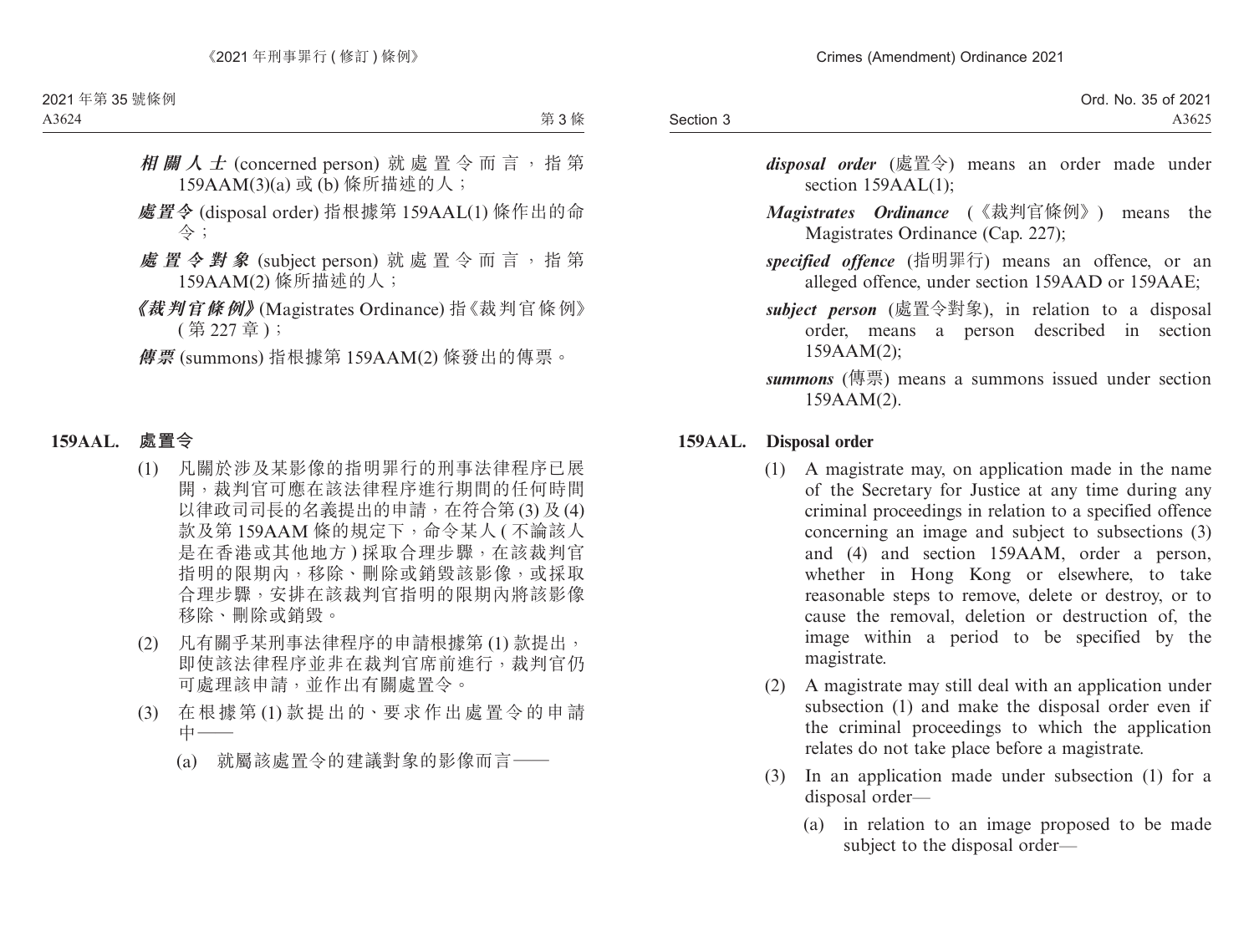***相關人士*** (concerned person) 就處置令而言，指第159AAM(3)(a) 或 (b) 條所描述的人；

***處置令*** (disposal order) 指根據第 159AAL(1) 條作出的命令；

***處置令對象*** (subject person) 就處置令而言，指第159AAM(2) 條所描述的人；

***《裁判官條例》*** (Magistrates Ordinance) 指《裁判官條例》(第 227 章)；

***傳票*** (summons) 指根據第 159AAM(2) 條發出的傳票。

## 159AAL. 處置令

(1) 凡關於涉及某影像的指明罪行的刑事法律程序已展開，裁判官可應在該法律程序進行期間的任何時間以律政司司長的名義提出的申請，在符合第 (3) 及 (4) 款及第 159AAM 條的規定下，命令某人 (不論該人是在香港或其他地方) 採取合理步驟，在該裁判官指明的限期內，移除、刪除或銷毀該影像，或採取合理步驟，安排在該裁判官指明的限期內將該影像移除、刪除或銷毀。

(2) 凡有關乎某刑事法律程序的申請根據第 (1) 款提出，即使該法律程序並非在裁判官席前進行，裁判官仍可處理該申請，並作出有關處置令。

(3) 在根據第 (1) 款提出的、要求作出處置令的申請中——

(a) 就屬該處置令的建議對象的影像而言——

***disposal order*** (處置令) means an order made under section 159AAL(1);

***Magistrates Ordinance*** (《裁判官條例》) means the Magistrates Ordinance (Cap. 227);

***specified offence*** (指明罪行) means an offence, or an alleged offence, under section 159AAD or 159AAE;

***subject person*** (處置令對象), in relation to a disposal order, means a person described in section 159AAM(2);

***summons*** (傳票) means a summons issued under section 159AAM(2).

## 159AAL. Disposal order

(1) A magistrate may, on application made in the name of the Secretary for Justice at any time during any criminal proceedings in relation to a specified offence concerning an image and subject to subsections (3) and (4) and section 159AAM, order a person, whether in Hong Kong or elsewhere, to take reasonable steps to remove, delete or destroy, or to cause the removal, deletion or destruction of, the image within a period to be specified by the magistrate.

(2) A magistrate may still deal with an application under subsection (1) and make the disposal order even if the criminal proceedings to which the application relates do not take place before a magistrate.

(3) In an application made under subsection (1) for a disposal order—

(a) in relation to an image proposed to be made subject to the disposal order—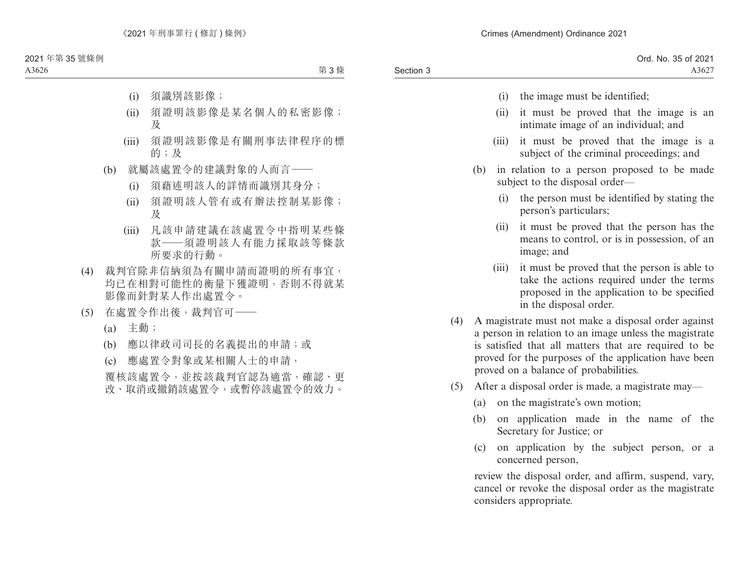(i) 須識別該影像；

(ii) 須證明該影像是某名個人的私密影像；及

(iii) 須證明該影像是有關刑事法律程序的標的；及

(b) 就屬該處置令的建議對象的人而言——

(i) 須藉述明該人的詳情而識別其身分；

(ii) 須證明該人管有或有辦法控制某影像；及

(iii) 凡該申請建議在該處置令中指明某些條款——須證明該人有能力採取該等條款所要求的行動。

(4) 裁判官除非信納須為有關申請而證明的所有事宜，均已在相對可能性的衡量下獲證明，否則不得就某影像而針對某人作出處置令。

(5) 在處置令作出後，裁判官可——

(a) 主動；

(b) 應以律政司司長的名義提出的申請；或

(c) 應處置令對象或某相關人士的申請，

覆核該處置令，並按該裁判官認為適當，確認、更改、取消或撤銷該處置令，或暫停該處置令的效力。

(i) the image must be identified;

(ii) it must be proved that the image is an intimate image of an individual; and

(iii) it must be proved that the image is a subject of the criminal proceedings; and

(b) in relation to a person proposed to be made subject to the disposal order—

(i) the person must be identified by stating the person's particulars;

(ii) it must be proved that the person has the means to control, or is in possession, of an image; and

(iii) it must be proved that the person is able to take the actions required under the terms proposed in the application to be specified in the disposal order.

(4) A magistrate must not make a disposal order against a person in relation to an image unless the magistrate is satisfied that all matters that are required to be proved for the purposes of the application have been proved on a balance of probabilities.

(5) After a disposal order is made, a magistrate may—

(a) on the magistrate's own motion;

(b) on application made in the name of the Secretary for Justice; or

(c) on application by the subject person, or a concerned person,

review the disposal order, and affirm, suspend, vary, cancel or revoke the disposal order as the magistrate considers appropriate.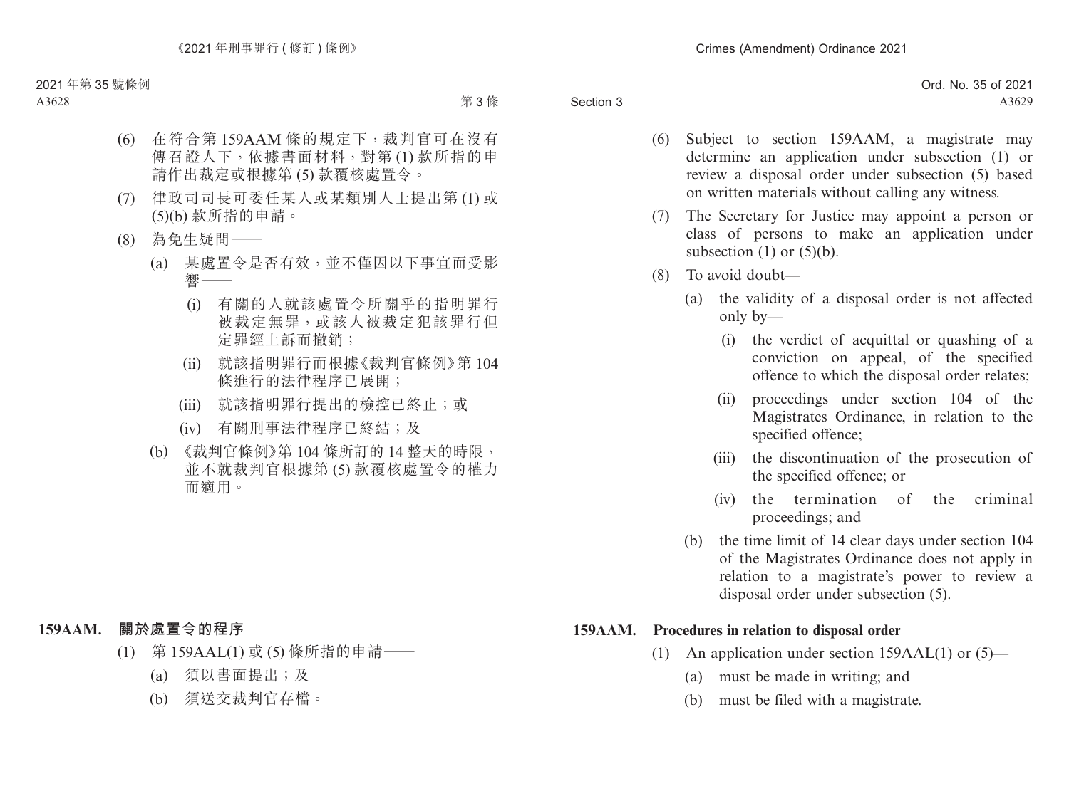(6) 在符合第 159AAM 條的規定下，裁判官可在沒有傳召證人下，依據書面材料，對第 (1) 款所指的申請作出裁定或根據第 (5) 款覆核處置令。

(7) 律政司司長可委任某人或某類別人士提出第 (1) 或 (5)(b) 款所指的申請。

(8) 為免生疑問——

(a) 某處置令是否有效，並不僅因以下事宜而受影響——

(i) 有關的人就該處置令所關乎的指明罪行被裁定無罪，或該人被裁定犯該罪行但定罪經上訴而撤銷；

(ii) 就該指明罪行而根據《裁判官條例》第 104 條進行的法律程序已展開；

(iii) 就該指明罪行提出的檢控已終止；或

(iv) 有關刑事法律程序已終結；及

(b) 《裁判官條例》第 104 條所訂的 14 整天的時限，並不就裁判官根據第 (5) 款覆核處置令的權力而適用。

**159AAM. 關於處置令的程序**

(1) 第 159AAL(1) 或 (5) 條所指的申請——

(a) 須以書面提出；及

(b) 須送交裁判官存檔。

(6) Subject to section 159AAM, a magistrate may determine an application under subsection (1) or review a disposal order under subsection (5) based on written materials without calling any witness.

(7) The Secretary for Justice may appoint a person or class of persons to make an application under subsection (1) or (5)(b).

(8) To avoid doubt—

(a) the validity of a disposal order is not affected only by—

(i) the verdict of acquittal or quashing of a conviction on appeal, of the specified offence to which the disposal order relates;

(ii) proceedings under section 104 of the Magistrates Ordinance, in relation to the specified offence;

(iii) the discontinuation of the prosecution of the specified offence; or

(iv) the termination of the criminal proceedings; and

(b) the time limit of 14 clear days under section 104 of the Magistrates Ordinance does not apply in relation to a magistrate's power to review a disposal order under subsection (5).

**159AAM. Procedures in relation to disposal order**

(1) An application under section 159AAL(1) or (5)—

(a) must be made in writing; and

(b) must be filed with a magistrate.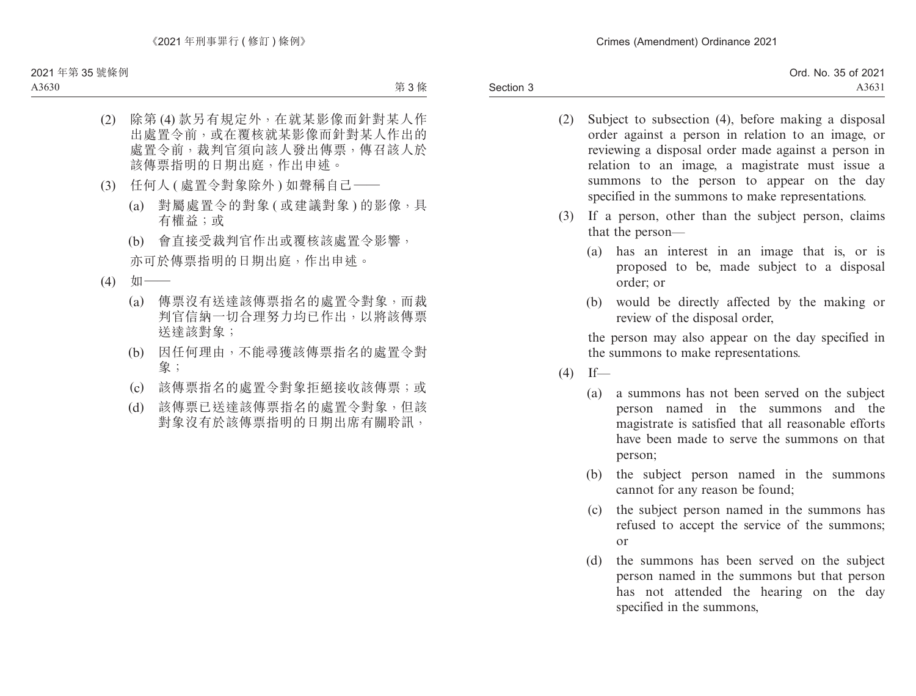(2) 除第 (4) 款另有規定外，在就某影像而針對某人作出處置令前，或在覆核就某影像而針對某人作出的處置令前，裁判官須向該人發出傳票，傳召該人於該傳票指明的日期出庭，作出申述。

(3) 任何人 ( 處置令對象除外 ) 如聲稱自己——

(a) 對屬處置令的對象 ( 或建議對象 ) 的影像，具有權益；或

(b) 會直接受裁判官作出或覆核該處置令影響，

亦可於傳票指明的日期出庭，作出申述。

(4) 如——

(a) 傳票沒有送達該傳票指名的處置令對象，而裁判官信納一切合理努力均已作出，以將該傳票送達該對象；

(b) 因任何理由，不能尋獲該傳票指名的處置令對象；

(c) 該傳票指名的處置令對象拒絕接收該傳票；或

(d) 該傳票已送達該傳票指名的處置令對象，但該對象沒有於該傳票指明的日期出席有關聆訊，

(2) Subject to subsection (4), before making a disposal order against a person in relation to an image, or reviewing a disposal order made against a person in relation to an image, a magistrate must issue a summons to the person to appear on the day specified in the summons to make representations.

(3) If a person, other than the subject person, claims that the person—

(a) has an interest in an image that is, or is proposed to be, made subject to a disposal order; or

(b) would be directly affected by the making or review of the disposal order,

the person may also appear on the day specified in the summons to make representations.

(4) If—

(a) a summons has not been served on the subject person named in the summons and the magistrate is satisfied that all reasonable efforts have been made to serve the summons on that person;

(b) the subject person named in the summons cannot for any reason be found;

(c) the subject person named in the summons has refused to accept the service of the summons; or

(d) the summons has been served on the subject person named in the summons but that person has not attended the hearing on the day specified in the summons,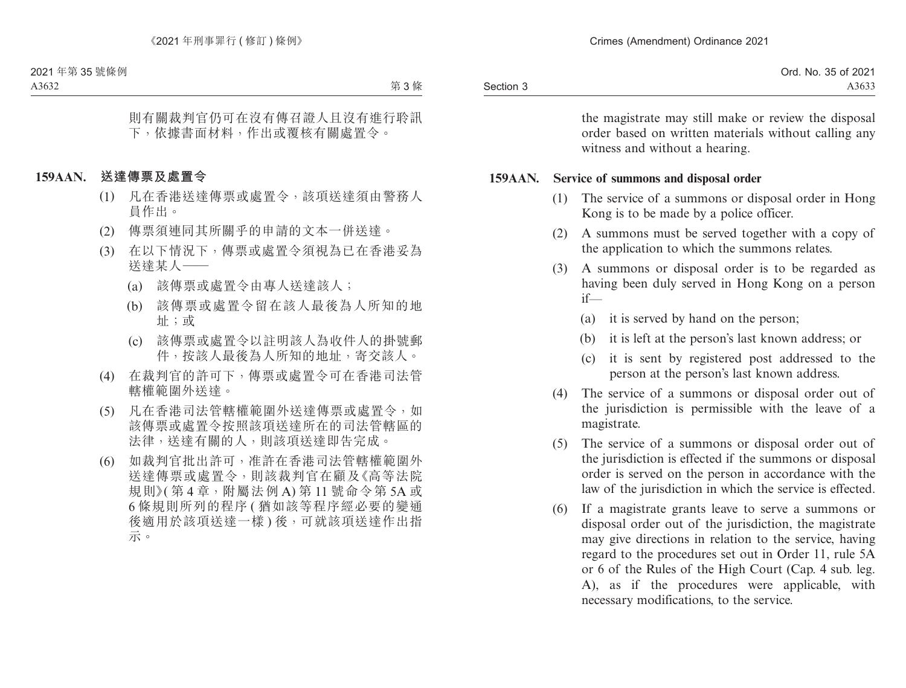則有關裁判官仍可在沒有傳召證人且沒有進行聆訊下，依據書面材料，作出或覆核有關處置令。

**159AAN. 送達傳票及處置令**

(1) 凡在香港送達傳票或處置令，該項送達須由警務人員作出。

(2) 傳票須連同其所關乎的申請的文本一併送達。

(3) 在以下情況下，傳票或處置令須視為已在香港妥為送達某人——

(a) 該傳票或處置令由專人送達該人；

(b) 該傳票或處置令留在該人最後為人所知的地址；或

(c) 該傳票或處置令以註明該人為收件人的掛號郵件，按該人最後為人所知的地址，寄交該人。

(4) 在裁判官的許可下，傳票或處置令可在香港司法管轄權範圍外送達。

(5) 凡在香港司法管轄權範圍外送達傳票或處置令，如該傳票或處置令按照該項送達所在的司法管轄區的法律，送達有關的人，則該項送達即告完成。

(6) 如裁判官批出許可，准許在香港司法管轄權範圍外送達傳票或處置令，則該裁判官在顧及《高等法院規則》(第 4 章，附屬法例 A) 第 11 號命令第 5A 或 6 條規則所列的程序 (猶如該等程序經必要的變通後適用於該項送達一樣) 後，可就該項送達作出指示。

the magistrate may still make or review the disposal order based on written materials without calling any witness and without a hearing.

**159AAN. Service of summons and disposal order**

(1) The service of a summons or disposal order in Hong Kong is to be made by a police officer.

(2) A summons must be served together with a copy of the application to which the summons relates.

(3) A summons or disposal order is to be regarded as having been duly served in Hong Kong on a person if—

(a) it is served by hand on the person;

(b) it is left at the person's last known address; or

(c) it is sent by registered post addressed to the person at the person's last known address.

(4) The service of a summons or disposal order out of the jurisdiction is permissible with the leave of a magistrate.

(5) The service of a summons or disposal order out of the jurisdiction is effected if the summons or disposal order is served on the person in accordance with the law of the jurisdiction in which the service is effected.

(6) If a magistrate grants leave to serve a summons or disposal order out of the jurisdiction, the magistrate may give directions in relation to the service, having regard to the procedures set out in Order 11, rule 5A or 6 of the Rules of the High Court (Cap. 4 sub. leg. A), as if the procedures were applicable, with necessary modifications, to the service.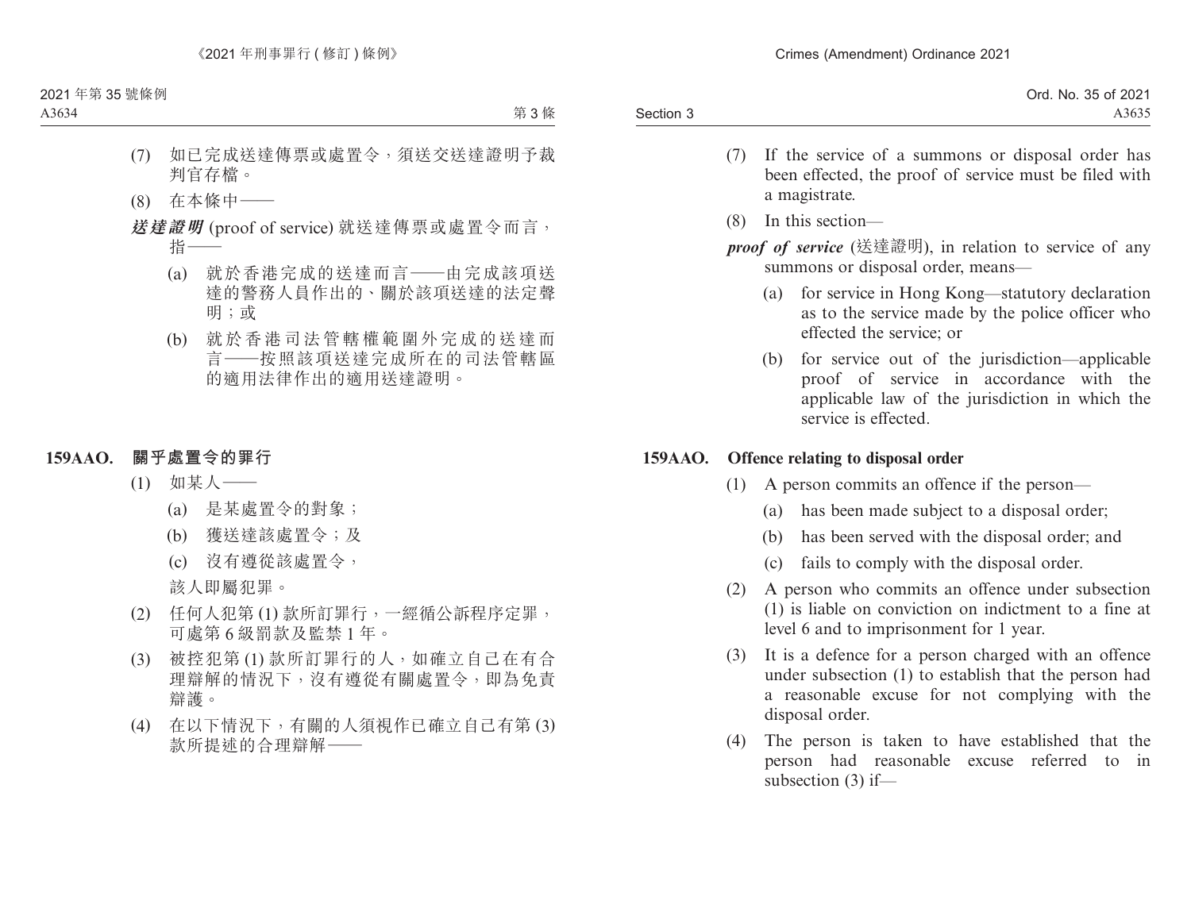(7) 如已完成送達傳票或處置令，須送交送達證明予裁判官存檔。

(8) 在本條中——

***送達證明*** (proof of service) 就送達傳票或處置令而言，指——

(a) 就於香港完成的送達而言——由完成該項送達的警務人員作出的、關於該項送達的法定聲明；或

(b) 就於香港司法管轄權範圍外完成的送達而言——按照該項送達完成所在的司法管轄區的適用法律作出的適用送達證明。

### 159AAO. 關乎處置令的罪行

(1) 如某人——

(a) 是某處置令的對象；

(b) 獲送達該處置令；及

(c) 沒有遵從該處置令，

該人即屬犯罪。

(2) 任何人犯第 (1) 款所訂罪行，一經循公訴程序定罪，可處第 6 級罰款及監禁 1 年。

(3) 被控犯第 (1) 款所訂罪行的人，如確立自己在有合理辯解的情況下，沒有遵從有關處置令，即為免責辯護。

(4) 在以下情況下，有關的人須視作已確立自己有第 (3) 款所提述的合理辯解——

(7) If the service of a summons or disposal order has been effected, the proof of service must be filed with a magistrate.

(8) In this section—

***proof of service*** (送達證明), in relation to service of any summons or disposal order, means—

(a) for service in Hong Kong—statutory declaration as to the service made by the police officer who effected the service; or

(b) for service out of the jurisdiction—applicable proof of service in accordance with the applicable law of the jurisdiction in which the service is effected.

### 159AAO. Offence relating to disposal order

(1) A person commits an offence if the person—

(a) has been made subject to a disposal order;

(b) has been served with the disposal order; and

(c) fails to comply with the disposal order.

(2) A person who commits an offence under subsection (1) is liable on conviction on indictment to a fine at level 6 and to imprisonment for 1 year.

(3) It is a defence for a person charged with an offence under subsection (1) to establish that the person had a reasonable excuse for not complying with the disposal order.

(4) The person is taken to have established that the person had reasonable excuse referred to in subsection (3) if—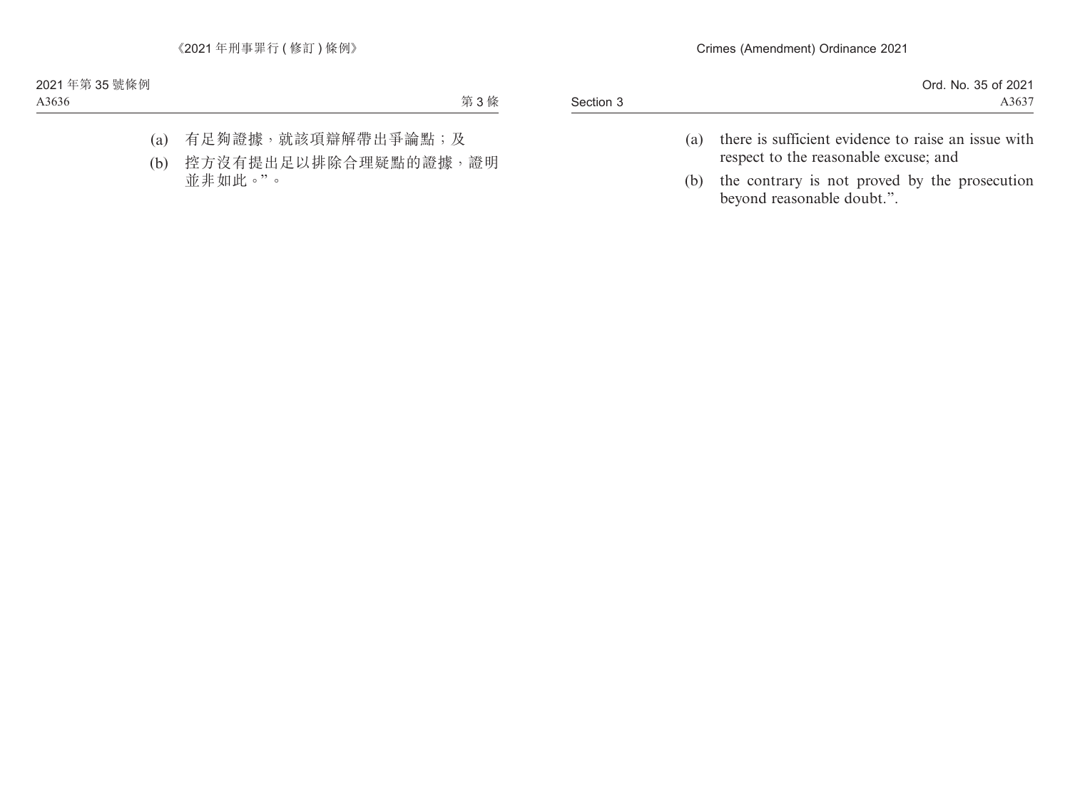(a) 有足夠證據，就該項辯解帶出爭論點；及

(b) 控方沒有提出足以排除合理疑點的證據，證明並非如此。”。

(a) there is sufficient evidence to raise an issue with respect to the reasonable excuse; and

(b) the contrary is not proved by the prosecution beyond reasonable doubt.”.